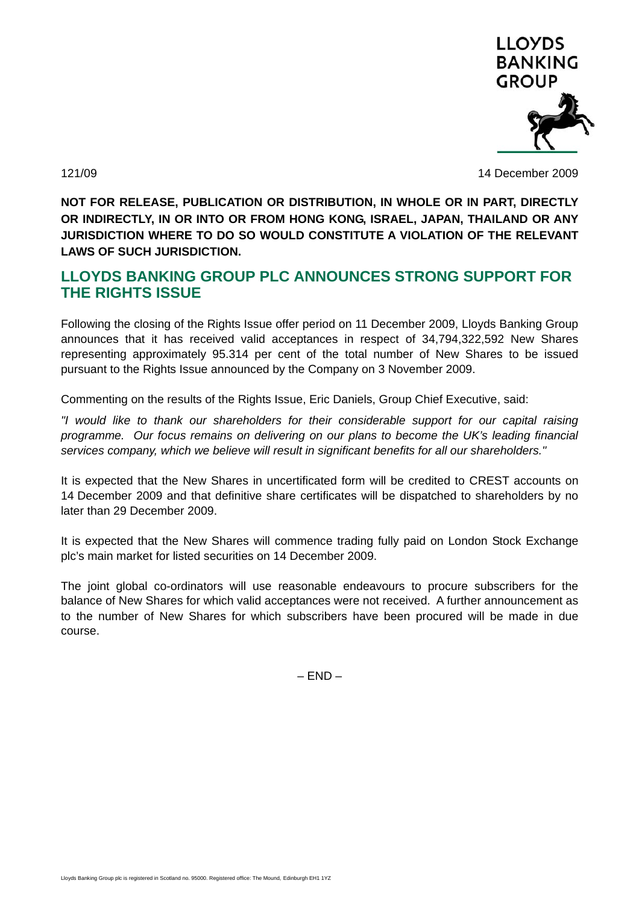LLOYDS BANKING GROUP

121/09 14 December 2009

**NOT FOR RELEASE, PUBLICATION OR DISTRIBUTION, IN WHOLE OR IN PART, DIRECTLY OR INDIRECTLY, IN OR INTO OR FROM HONG KONG, ISRAEL, JAPAN, THAILAND OR ANY JURISDICTION WHERE TO DO SO WOULD CONSTITUTE A VIOLATION OF THE RELEVANT LAWS OF SUCH JURISDICTION.**

## LLOYDS BANKING GROUP PLC ANNOUNCES STRONG SUPPORT FOR THE RIGHTS ISSUE

Following the closing of the Rights Issue offer period on 11 December 2009, Lloyds Banking Group announces that it has received valid acceptances in respect of 34,794,322,592 New Shares representing approximately 95.314 per cent of the total number of New Shares to be issued pursuant to the Rights Issue announced by the Company on 3 November 2009.

Commenting on the results of the Rights Issue, Eric Daniels, Group Chief Executive, said:

*"I would like to thank our shareholders for their considerable support for our capital raising programme. Our focus remains on delivering on our plans to become the UK's leading financial services company, which we believe will result in significant benefits for all our shareholders."*

It is expected that the New Shares in uncertificated form will be credited to CREST accounts on 14 December 2009 and that definitive share certificates will be dispatched to shareholders by no later than 29 December 2009.

It is expected that the New Shares will commence trading fully paid on London Stock Exchange plc's main market for listed securities on 14 December 2009.

The joint global co-ordinators will use reasonable endeavours to procure subscribers for the balance of New Shares for which valid acceptances were not received. A further announcement as to the number of New Shares for which subscribers have been procured will be made in due course.

– END –

Lloyds Banking Group plc is registered in Scotland no. 95000. Registered office: The Mound, Edinburgh EH1 1YZ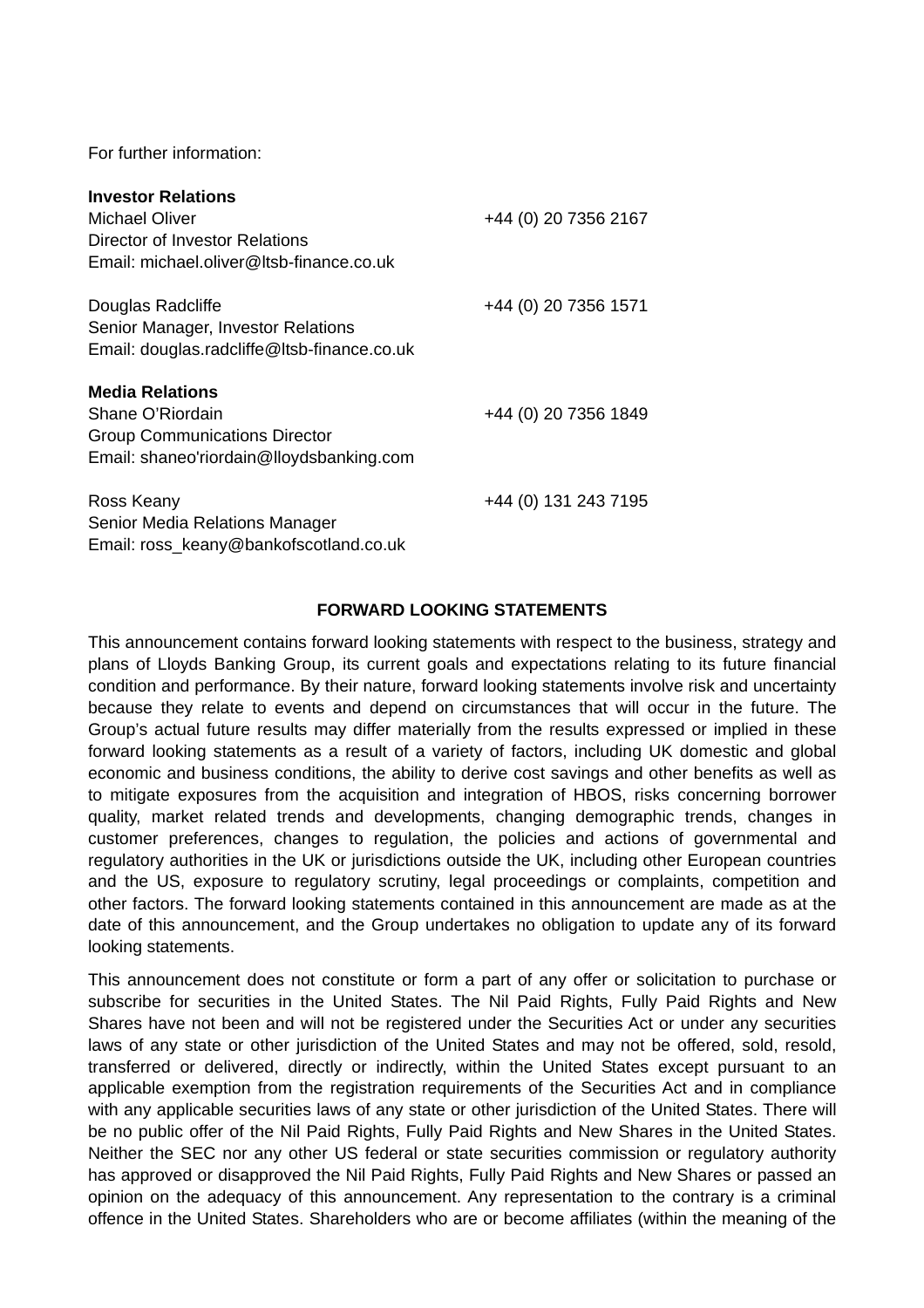For further information:

**Investor Relations**

Michael Oliver +44 (0) 20 7356 2167
Director of Investor Relations
Email: michael.oliver@ltsb-finance.co.uk

Douglas Radcliffe +44 (0) 20 7356 1571
Senior Manager, Investor Relations
Email: douglas.radcliffe@ltsb-finance.co.uk

**Media Relations**

Shane O'Riordain +44 (0) 20 7356 1849
Group Communications Director
Email: shaneo'riordain@lloydsbanking.com

Ross Keany +44 (0) 131 243 7195
Senior Media Relations Manager
Email: ross_keany@bankofscotland.co.uk

**FORWARD LOOKING STATEMENTS**

This announcement contains forward looking statements with respect to the business, strategy and plans of Lloyds Banking Group, its current goals and expectations relating to its future financial condition and performance. By their nature, forward looking statements involve risk and uncertainty because they relate to events and depend on circumstances that will occur in the future. The Group's actual future results may differ materially from the results expressed or implied in these forward looking statements as a result of a variety of factors, including UK domestic and global economic and business conditions, the ability to derive cost savings and other benefits as well as to mitigate exposures from the acquisition and integration of HBOS, risks concerning borrower quality, market related trends and developments, changing demographic trends, changes in customer preferences, changes to regulation, the policies and actions of governmental and regulatory authorities in the UK or jurisdictions outside the UK, including other European countries and the US, exposure to regulatory scrutiny, legal proceedings or complaints, competition and other factors. The forward looking statements contained in this announcement are made as at the date of this announcement, and the Group undertakes no obligation to update any of its forward looking statements.

This announcement does not constitute or form a part of any offer or solicitation to purchase or subscribe for securities in the United States. The Nil Paid Rights, Fully Paid Rights and New Shares have not been and will not be registered under the Securities Act or under any securities laws of any state or other jurisdiction of the United States and may not be offered, sold, resold, transferred or delivered, directly or indirectly, within the United States except pursuant to an applicable exemption from the registration requirements of the Securities Act and in compliance with any applicable securities laws of any state or other jurisdiction of the United States. There will be no public offer of the Nil Paid Rights, Fully Paid Rights and New Shares in the United States. Neither the SEC nor any other US federal or state securities commission or regulatory authority has approved or disapproved the Nil Paid Rights, Fully Paid Rights and New Shares or passed an opinion on the adequacy of this announcement. Any representation to the contrary is a criminal offence in the United States. Shareholders who are or become affiliates (within the meaning of the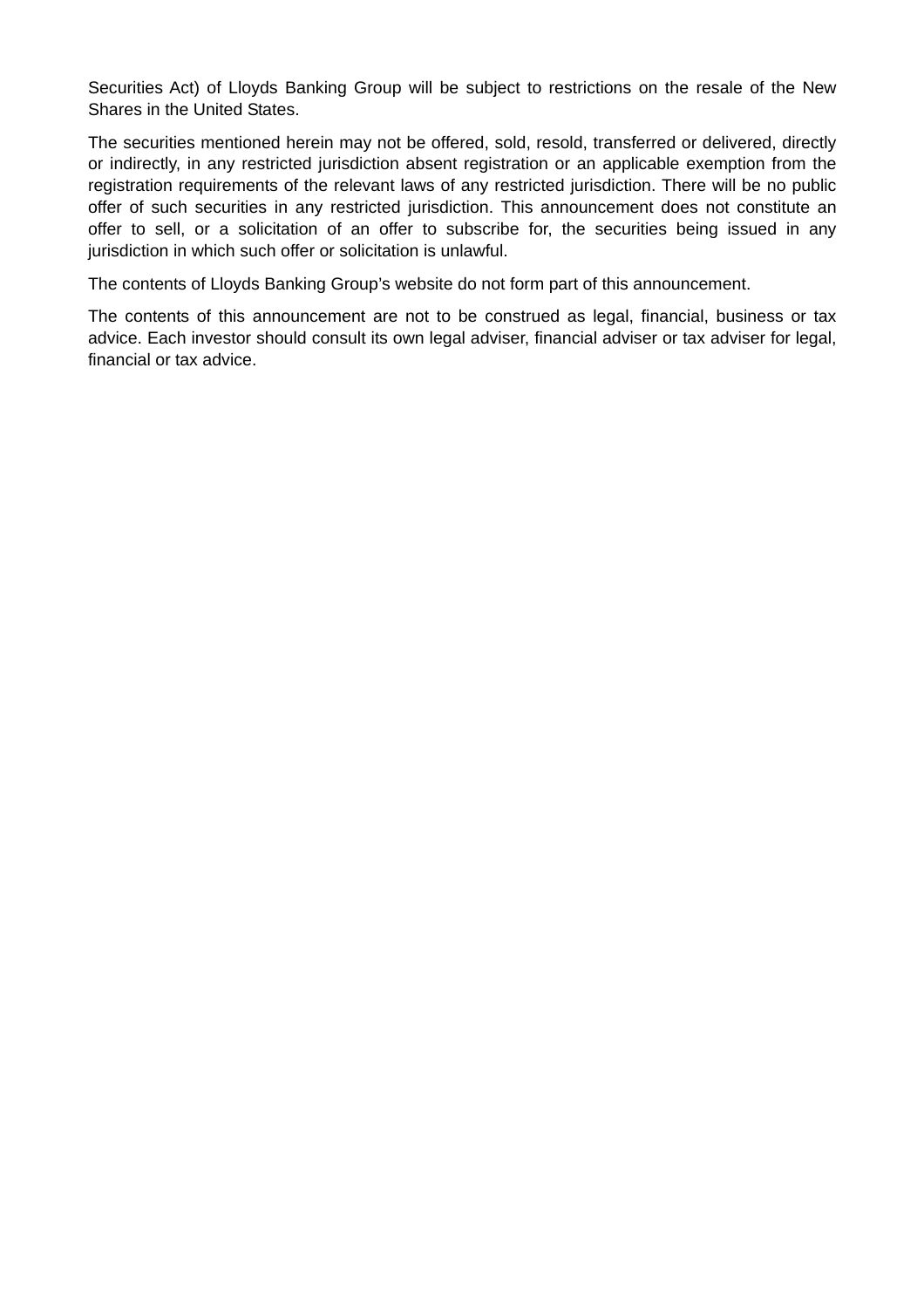Securities Act) of Lloyds Banking Group will be subject to restrictions on the resale of the New Shares in the United States.

The securities mentioned herein may not be offered, sold, resold, transferred or delivered, directly or indirectly, in any restricted jurisdiction absent registration or an applicable exemption from the registration requirements of the relevant laws of any restricted jurisdiction. There will be no public offer of such securities in any restricted jurisdiction. This announcement does not constitute an offer to sell, or a solicitation of an offer to subscribe for, the securities being issued in any jurisdiction in which such offer or solicitation is unlawful.

The contents of Lloyds Banking Group's website do not form part of this announcement.

The contents of this announcement are not to be construed as legal, financial, business or tax advice. Each investor should consult its own legal adviser, financial adviser or tax adviser for legal, financial or tax advice.